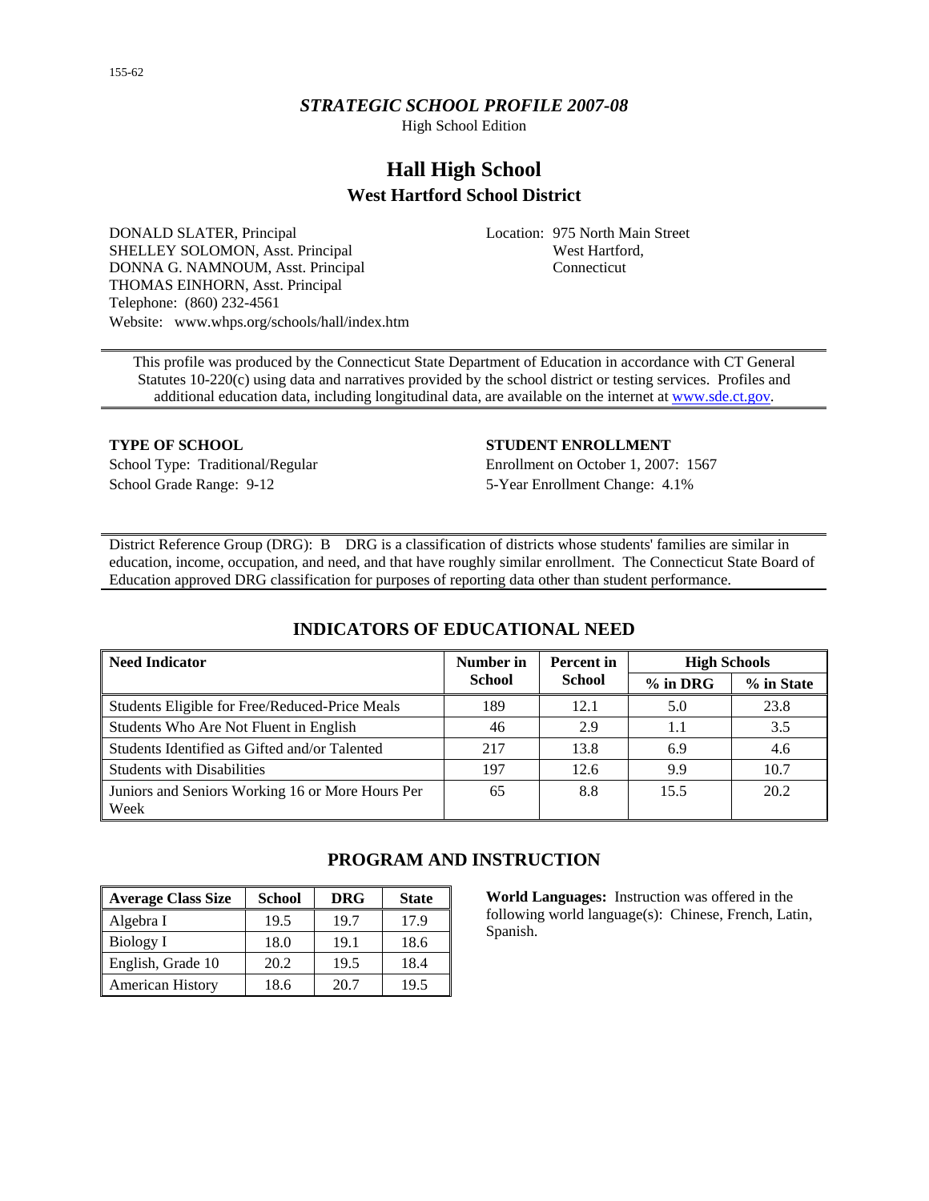# *STRATEGIC SCHOOL PROFILE 2007-08*

High School Edition

## Hall High School

### West Hartford School District

DONALD SLATER, Principal
SHELLEY SOLOMON, Asst. Principal
DONNA G. NAMNOUM, Asst. Principal
THOMAS EINHORN, Asst. Principal
Telephone: (860) 232-4561
Website: www.whps.org/schools/hall/index.htm

Location: 975 North Main Street
West Hartford,
Connecticut

This profile was produced by the Connecticut State Department of Education in accordance with CT General Statutes 10-220(c) using data and narratives provided by the school district or testing services. Profiles and additional education data, including longitudinal data, are available on the internet at www.sde.ct.gov.

**TYPE OF SCHOOL**

School Type: Traditional/Regular
School Grade Range: 9-12

**STUDENT ENROLLMENT**

Enrollment on October 1, 2007: 1567
5-Year Enrollment Change: 4.1%

District Reference Group (DRG): B DRG is a classification of districts whose students' families are similar in education, income, occupation, and need, and that have roughly similar enrollment. The Connecticut State Board of Education approved DRG classification for purposes of reporting data other than student performance.

## INDICATORS OF EDUCATIONAL NEED

| Need Indicator | Number in School | Percent in School | High Schools | |
|---|---|---|---|---|
| | | | % in DRG | % in State |
| Students Eligible for Free/Reduced-Price Meals | 189 | 12.1 | 5.0 | 23.8 |
| Students Who Are Not Fluent in English | 46 | 2.9 | 1.1 | 3.5 |
| Students Identified as Gifted and/or Talented | 217 | 13.8 | 6.9 | 4.6 |
| Students with Disabilities | 197 | 12.6 | 9.9 | 10.7 |
| Juniors and Seniors Working 16 or More Hours Per Week | 65 | 8.8 | 15.5 | 20.2 |

## PROGRAM AND INSTRUCTION

| Average Class Size | School | DRG | State |
|---|---|---|---|
| Algebra I | 19.5 | 19.7 | 17.9 |
| Biology I | 18.0 | 19.1 | 18.6 |
| English, Grade 10 | 20.2 | 19.5 | 18.4 |
| American History | 18.6 | 20.7 | 19.5 |

**World Languages:** Instruction was offered in the following world language(s): Chinese, French, Latin, Spanish.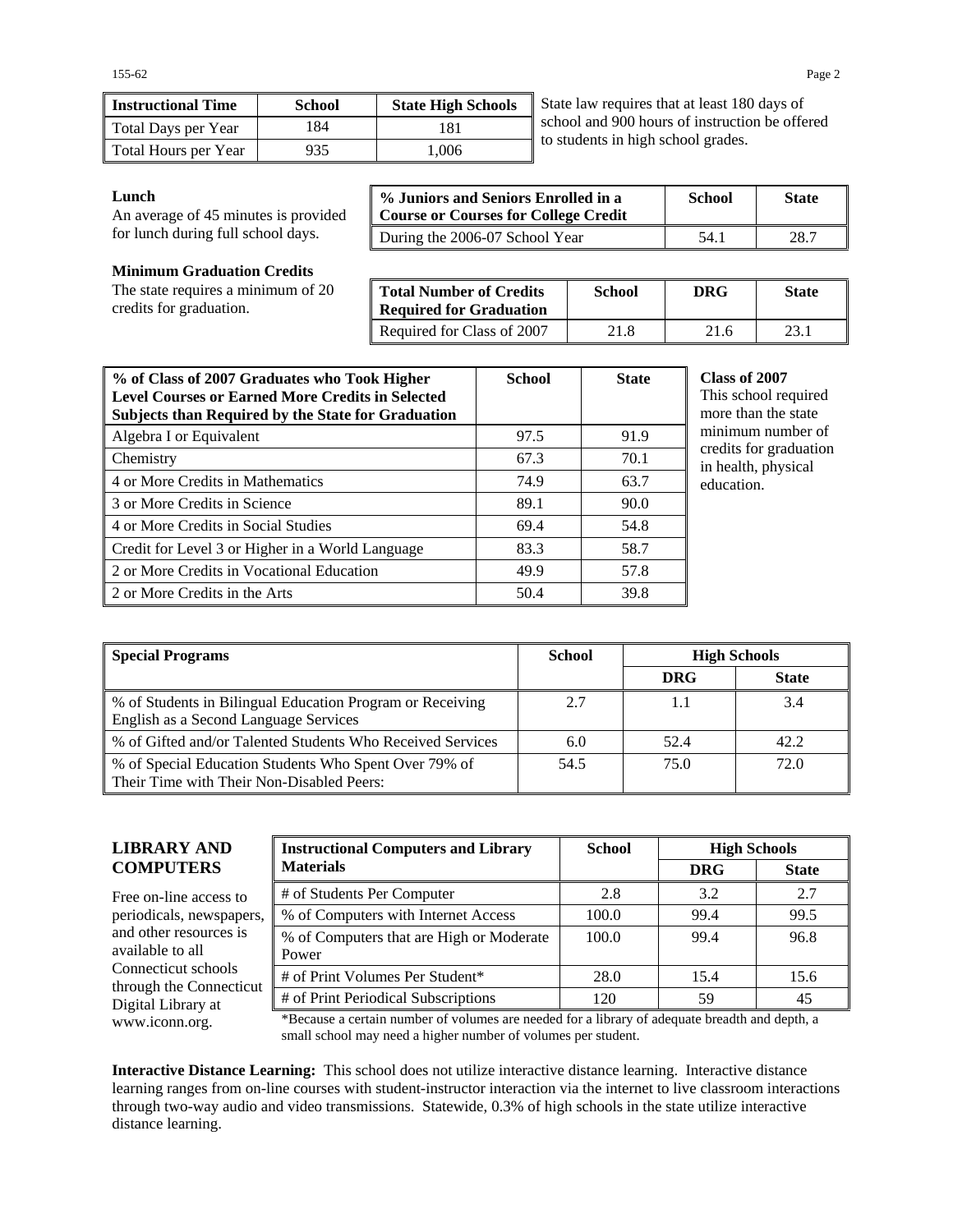| Instructional Time | School | State High Schools |
|---|---|---|
| Total Days per Year | 184 | 181 |
| Total Hours per Year | 935 | 1,006 |

State law requires that at least 180 days of school and 900 hours of instruction be offered to students in high school grades.

**Lunch**

An average of 45 minutes is provided for lunch during full school days.

| % Juniors and Seniors Enrolled in a Course or Courses for College Credit | School | State |
|---|---|---|
| During the 2006-07 School Year | 54.1 | 28.7 |

**Minimum Graduation Credits**

The state requires a minimum of 20 credits for graduation.

| Total Number of Credits Required for Graduation | School | DRG | State |
|---|---|---|---|
| Required for Class of 2007 | 21.8 | 21.6 | 23.1 |

| % of Class of 2007 Graduates who Took Higher Level Courses or Earned More Credits in Selected Subjects than Required by the State for Graduation | School | State |
|---|---|---|
| Algebra I or Equivalent | 97.5 | 91.9 |
| Chemistry | 67.3 | 70.1 |
| 4 or More Credits in Mathematics | 74.9 | 63.7 |
| 3 or More Credits in Science | 89.1 | 90.0 |
| 4 or More Credits in Social Studies | 69.4 | 54.8 |
| Credit for Level 3 or Higher in a World Language | 83.3 | 58.7 |
| 2 or More Credits in Vocational Education | 49.9 | 57.8 |
| 2 or More Credits in the Arts | 50.4 | 39.8 |

**Class of 2007**

This school required more than the state minimum number of credits for graduation in health, physical education.

| Special Programs | School | High Schools | |
|---|---|---|---|
| | | DRG | State |
| % of Students in Bilingual Education Program or Receiving English as a Second Language Services | 2.7 | 1.1 | 3.4 |
| % of Gifted and/or Talented Students Who Received Services | 6.0 | 52.4 | 42.2 |
| % of Special Education Students Who Spent Over 79% of Their Time with Their Non-Disabled Peers: | 54.5 | 75.0 | 72.0 |

## LIBRARY AND COMPUTERS

Free on-line access to periodicals, newspapers, and other resources is available to all Connecticut schools through the Connecticut Digital Library at www.iconn.org.

| Instructional Computers and Library Materials | School | High Schools | |
|---|---|---|---|
| | | DRG | State |
| # of Students Per Computer | 2.8 | 3.2 | 2.7 |
| % of Computers with Internet Access | 100.0 | 99.4 | 99.5 |
| % of Computers that are High or Moderate Power | 100.0 | 99.4 | 96.8 |
| # of Print Volumes Per Student* | 28.0 | 15.4 | 15.6 |
| # of Print Periodical Subscriptions | 120 | 59 | 45 |

*Because a certain number of volumes are needed for a library of adequate breadth and depth, a small school may need a higher number of volumes per student.

**Interactive Distance Learning:** This school does not utilize interactive distance learning. Interactive distance learning ranges from on-line courses with student-instructor interaction via the internet to live classroom interactions through two-way audio and video transmissions. Statewide, 0.3% of high schools in the state utilize interactive distance learning.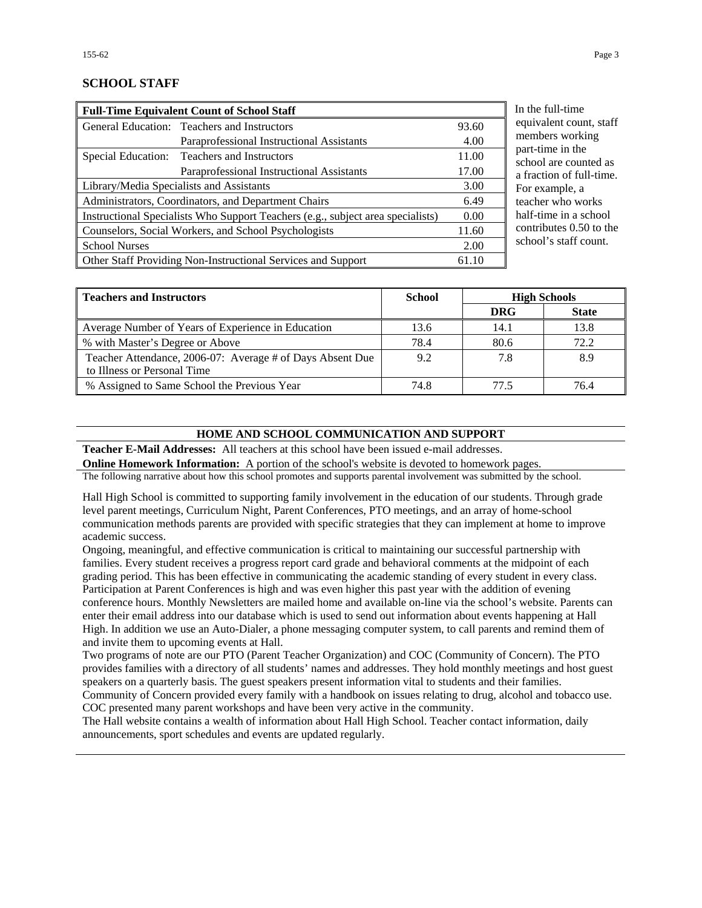## SCHOOL STAFF

| Full-Time Equivalent Count of School Staff | | |
|---|---|---|
| General Education: | Teachers and Instructors | 93.60 |
| | Paraprofessional Instructional Assistants | 4.00 |
| Special Education: | Teachers and Instructors | 11.00 |
| | Paraprofessional Instructional Assistants | 17.00 |
| Library/Media Specialists and Assistants | | 3.00 |
| Administrators, Coordinators, and Department Chairs | | 6.49 |
| Instructional Specialists Who Support Teachers (e.g., subject area specialists) | | 0.00 |
| Counselors, Social Workers, and School Psychologists | | 11.60 |
| School Nurses | | 2.00 |
| Other Staff Providing Non-Instructional Services and Support | | 61.10 |

In the full-time equivalent count, staff members working part-time in the school are counted as a fraction of full-time. For example, a teacher who works half-time in a school contributes 0.50 to the school's staff count.

| Teachers and Instructors | School | High Schools | |
|---|---|---|---|
| | | DRG | State |
| Average Number of Years of Experience in Education | 13.6 | 14.1 | 13.8 |
| % with Master's Degree or Above | 78.4 | 80.6 | 72.2 |
| Teacher Attendance, 2006-07: Average # of Days Absent Due to Illness or Personal Time | 9.2 | 7.8 | 8.9 |
| % Assigned to Same School the Previous Year | 74.8 | 77.5 | 76.4 |

## HOME AND SCHOOL COMMUNICATION AND SUPPORT

**Teacher E-Mail Addresses:** All teachers at this school have been issued e-mail addresses.

**Online Homework Information:** A portion of the school's website is devoted to homework pages.

The following narrative about how this school promotes and supports parental involvement was submitted by the school.

Hall High School is committed to supporting family involvement in the education of our students. Through grade level parent meetings, Curriculum Night, Parent Conferences, PTO meetings, and an array of home-school communication methods parents are provided with specific strategies that they can implement at home to improve academic success.

Ongoing, meaningful, and effective communication is critical to maintaining our successful partnership with families. Every student receives a progress report card grade and behavioral comments at the midpoint of each grading period. This has been effective in communicating the academic standing of every student in every class. Participation at Parent Conferences is high and was even higher this past year with the addition of evening conference hours. Monthly Newsletters are mailed home and available on-line via the school's website. Parents can enter their email address into our database which is used to send out information about events happening at Hall High. In addition we use an Auto-Dialer, a phone messaging computer system, to call parents and remind them of and invite them to upcoming events at Hall.

Two programs of note are our PTO (Parent Teacher Organization) and COC (Community of Concern). The PTO provides families with a directory of all students' names and addresses. They hold monthly meetings and host guest speakers on a quarterly basis. The guest speakers present information vital to students and their families.

Community of Concern provided every family with a handbook on issues relating to drug, alcohol and tobacco use. COC presented many parent workshops and have been very active in the community.

The Hall website contains a wealth of information about Hall High School. Teacher contact information, daily announcements, sport schedules and events are updated regularly.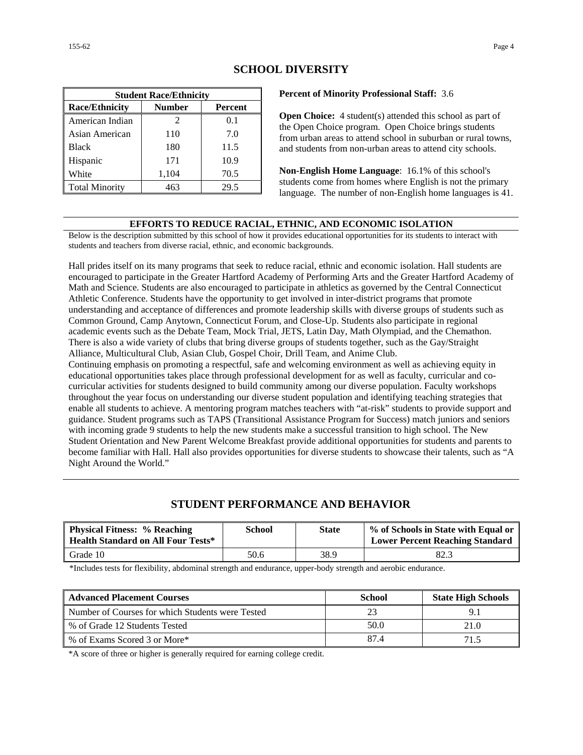## SCHOOL DIVERSITY

| Student Race/Ethnicity | | |
|---|---|---|
| **Race/Ethnicity** | **Number** | **Percent** |
| American Indian | 2 | 0.1 |
| Asian American | 110 | 7.0 |
| Black | 180 | 11.5 |
| Hispanic | 171 | 10.9 |
| White | 1,104 | 70.5 |
| Total Minority | 463 | 29.5 |

**Percent of Minority Professional Staff:** 3.6

**Open Choice:** 4 student(s) attended this school as part of the Open Choice program. Open Choice brings students from urban areas to attend school in suburban or rural towns, and students from non-urban areas to attend city schools.

**Non-English Home Language**: 16.1% of this school's students come from homes where English is not the primary language. The number of non-English home languages is 41.

### EFFORTS TO REDUCE RACIAL, ETHNIC, AND ECONOMIC ISOLATION

Below is the description submitted by this school of how it provides educational opportunities for its students to interact with students and teachers from diverse racial, ethnic, and economic backgrounds.

Hall prides itself on its many programs that seek to reduce racial, ethnic and economic isolation. Hall students are encouraged to participate in the Greater Hartford Academy of Performing Arts and the Greater Hartford Academy of Math and Science. Students are also encouraged to participate in athletics as governed by the Central Connecticut Athletic Conference. Students have the opportunity to get involved in inter-district programs that promote understanding and acceptance of differences and promote leadership skills with diverse groups of students such as Common Ground, Camp Anytown, Connecticut Forum, and Close-Up. Students also participate in regional academic events such as the Debate Team, Mock Trial, JETS, Latin Day, Math Olympiad, and the Chemathon. There is also a wide variety of clubs that bring diverse groups of students together, such as the Gay/Straight Alliance, Multicultural Club, Asian Club, Gospel Choir, Drill Team, and Anime Club.
Continuing emphasis on promoting a respectful, safe and welcoming environment as well as achieving equity in educational opportunities takes place through professional development for as well as faculty, curricular and co-curricular activities for students designed to build community among our diverse population. Faculty workshops throughout the year focus on understanding our diverse student population and identifying teaching strategies that enable all students to achieve. A mentoring program matches teachers with “at-risk” students to provide support and guidance. Student programs such as TAPS (Transitional Assistance Program for Success) match juniors and seniors with incoming grade 9 students to help the new students make a successful transition to high school. The New Student Orientation and New Parent Welcome Breakfast provide additional opportunities for students and parents to become familiar with Hall. Hall also provides opportunities for diverse students to showcase their talents, such as “A Night Around the World.”

## STUDENT PERFORMANCE AND BEHAVIOR

| Physical Fitness: % Reaching Health Standard on All Four Tests* | School | State | % of Schools in State with Equal or Lower Percent Reaching Standard |
|---|---|---|---|
| Grade 10 | 50.6 | 38.9 | 82.3 |

*Includes tests for flexibility, abdominal strength and endurance, upper-body strength and aerobic endurance.

| Advanced Placement Courses | School | State High Schools |
|---|---|---|
| Number of Courses for which Students were Tested | 23 | 9.1 |
| % of Grade 12 Students Tested | 50.0 | 21.0 |
| % of Exams Scored 3 or More* | 87.4 | 71.5 |

*A score of three or higher is generally required for earning college credit.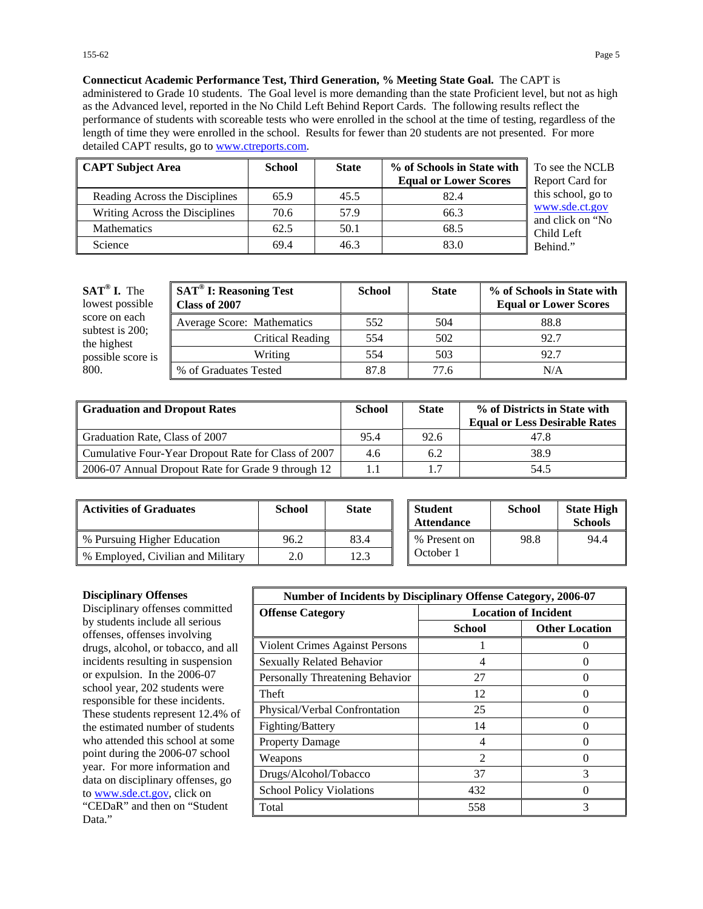**Connecticut Academic Performance Test, Third Generation, % Meeting State Goal.** The CAPT is administered to Grade 10 students. The Goal level is more demanding than the state Proficient level, but not as high as the Advanced level, reported in the No Child Left Behind Report Cards. The following results reflect the performance of students with scoreable tests who were enrolled in the school at the time of testing, regardless of the length of time they were enrolled in the school. Results for fewer than 20 students are not presented. For more detailed CAPT results, go to www.ctreports.com.

| CAPT Subject Area | School | State | % of Schools in State with Equal or Lower Scores |
|---|---|---|---|
| Reading Across the Disciplines | 65.9 | 45.5 | 82.4 |
| Writing Across the Disciplines | 70.6 | 57.9 | 66.3 |
| Mathematics | 62.5 | 50.1 | 68.5 |
| Science | 69.4 | 46.3 | 83.0 |

To see the NCLB Report Card for this school, go to www.sde.ct.gov and click on "No Child Left Behind."

**SAT® I.** The lowest possible score on each subtest is 200; the highest possible score is 800.

| SAT® I: Reasoning Test Class of 2007 | School | State | % of Schools in State with Equal or Lower Scores |
|---|---|---|---|
| Average Score: Mathematics | 552 | 504 | 88.8 |
| Critical Reading | 554 | 502 | 92.7 |
| Writing | 554 | 503 | 92.7 |
| % of Graduates Tested | 87.8 | 77.6 | N/A |

| Graduation and Dropout Rates | School | State | % of Districts in State with Equal or Less Desirable Rates |
|---|---|---|---|
| Graduation Rate, Class of 2007 | 95.4 | 92.6 | 47.8 |
| Cumulative Four-Year Dropout Rate for Class of 2007 | 4.6 | 6.2 | 38.9 |
| 2006-07 Annual Dropout Rate for Grade 9 through 12 | 1.1 | 1.7 | 54.5 |

| Activities of Graduates | School | State |
|---|---|---|
| % Pursuing Higher Education | 96.2 | 83.4 |
| % Employed, Civilian and Military | 2.0 | 12.3 |

| Student Attendance | School | State High Schools |
|---|---|---|
| % Present on October 1 | 98.8 | 94.4 |

**Disciplinary Offenses**

Disciplinary offenses committed by students include all serious offenses, offenses involving drugs, alcohol, or tobacco, and all incidents resulting in suspension or expulsion. In the 2006-07 school year, 202 students were responsible for these incidents. These students represent 12.4% of the estimated number of students who attended this school at some point during the 2006-07 school year. For more information and data on disciplinary offenses, go to www.sde.ct.gov, click on "CEDaR" and then on "Student Data."

| Number of Incidents by Disciplinary Offense Category, 2006-07 | | |
|---|---|---|
| Offense Category | Location of Incident | |
| | School | Other Location |
| Violent Crimes Against Persons | 1 | 0 |
| Sexually Related Behavior | 4 | 0 |
| Personally Threatening Behavior | 27 | 0 |
| Theft | 12 | 0 |
| Physical/Verbal Confrontation | 25 | 0 |
| Fighting/Battery | 14 | 0 |
| Property Damage | 4 | 0 |
| Weapons | 2 | 0 |
| Drugs/Alcohol/Tobacco | 37 | 3 |
| School Policy Violations | 432 | 0 |
| Total | 558 | 3 |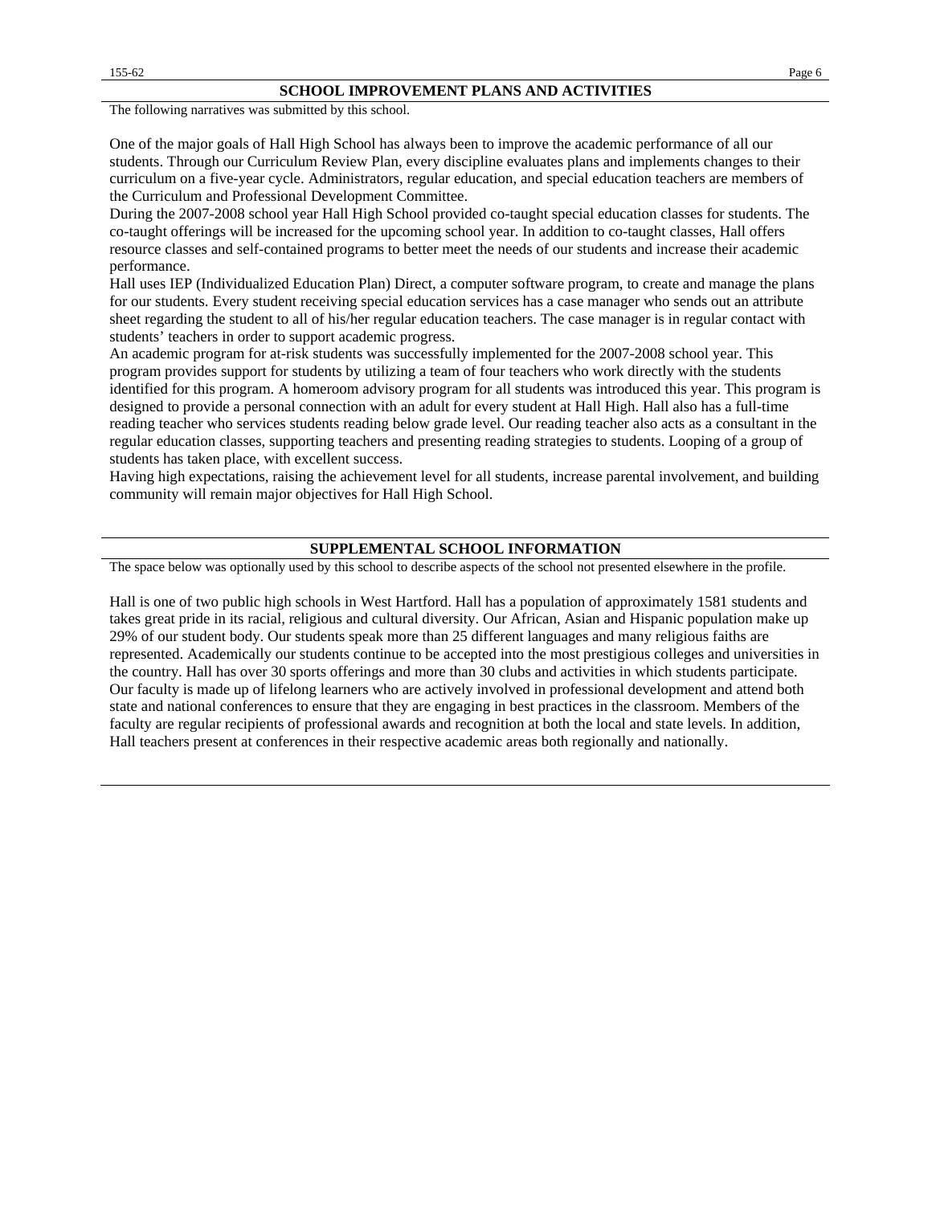## SCHOOL IMPROVEMENT PLANS AND ACTIVITIES

The following narratives was submitted by this school.

One of the major goals of Hall High School has always been to improve the academic performance of all our students. Through our Curriculum Review Plan, every discipline evaluates plans and implements changes to their curriculum on a five-year cycle. Administrators, regular education, and special education teachers are members of the Curriculum and Professional Development Committee.

During the 2007-2008 school year Hall High School provided co-taught special education classes for students. The co-taught offerings will be increased for the upcoming school year. In addition to co-taught classes, Hall offers resource classes and self-contained programs to better meet the needs of our students and increase their academic performance.

Hall uses IEP (Individualized Education Plan) Direct, a computer software program, to create and manage the plans for our students. Every student receiving special education services has a case manager who sends out an attribute sheet regarding the student to all of his/her regular education teachers. The case manager is in regular contact with students' teachers in order to support academic progress.

An academic program for at-risk students was successfully implemented for the 2007-2008 school year. This program provides support for students by utilizing a team of four teachers who work directly with the students identified for this program. A homeroom advisory program for all students was introduced this year. This program is designed to provide a personal connection with an adult for every student at Hall High. Hall also has a full-time reading teacher who services students reading below grade level. Our reading teacher also acts as a consultant in the regular education classes, supporting teachers and presenting reading strategies to students. Looping of a group of students has taken place, with excellent success.

Having high expectations, raising the achievement level for all students, increase parental involvement, and building community will remain major objectives for Hall High School.

## SUPPLEMENTAL SCHOOL INFORMATION

The space below was optionally used by this school to describe aspects of the school not presented elsewhere in the profile.

Hall is one of two public high schools in West Hartford. Hall has a population of approximately 1581 students and takes great pride in its racial, religious and cultural diversity. Our African, Asian and Hispanic population make up 29% of our student body. Our students speak more than 25 different languages and many religious faiths are represented. Academically our students continue to be accepted into the most prestigious colleges and universities in the country. Hall has over 30 sports offerings and more than 30 clubs and activities in which students participate. Our faculty is made up of lifelong learners who are actively involved in professional development and attend both state and national conferences to ensure that they are engaging in best practices in the classroom. Members of the faculty are regular recipients of professional awards and recognition at both the local and state levels. In addition, Hall teachers present at conferences in their respective academic areas both regionally and nationally.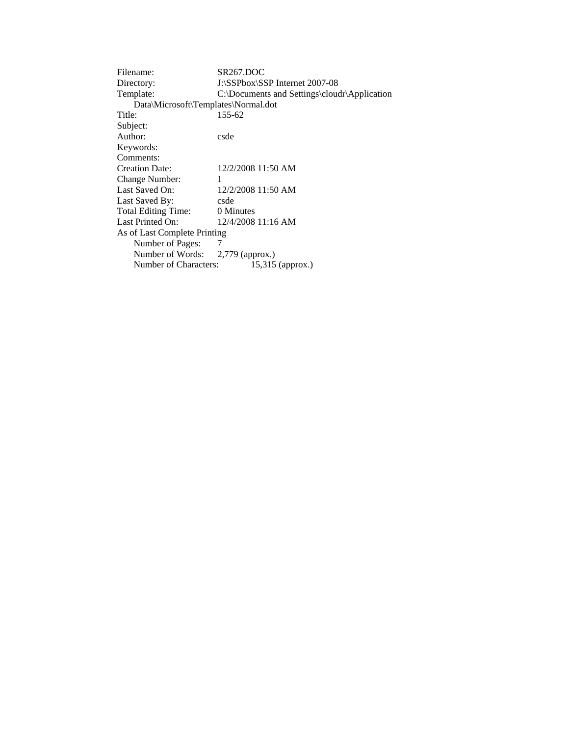Filename: SR267.DOC
Directory: J:\SSPbox\SSP Internet 2007-08
Template: C:\Documents and Settings\cloudr\Application Data\Microsoft\Templates\Normal.dot
Title: 155-62
Subject:
Author: csde
Keywords:
Comments:
Creation Date: 12/2/2008 11:50 AM
Change Number: 1
Last Saved On: 12/2/2008 11:50 AM
Last Saved By: csde
Total Editing Time: 0 Minutes
Last Printed On: 12/4/2008 11:16 AM
As of Last Complete Printing
Number of Pages: 7
Number of Words: 2,779 (approx.)
Number of Characters: 15,315 (approx.)